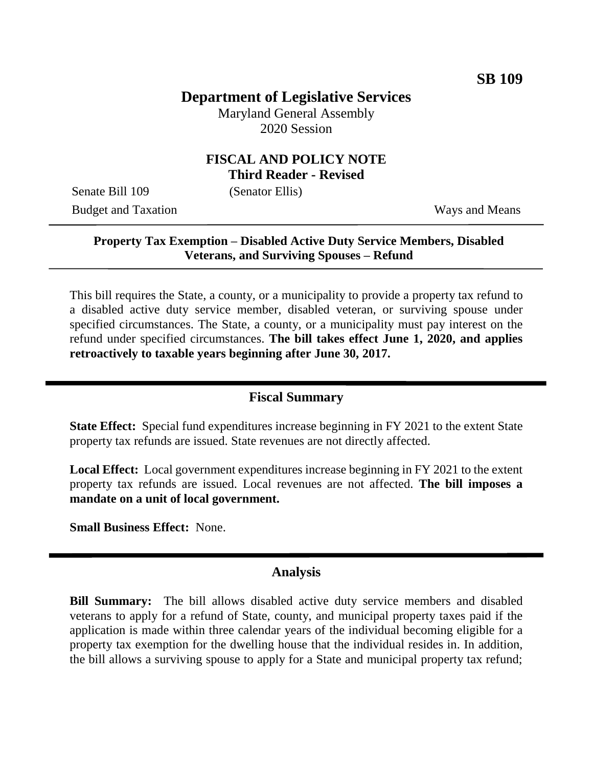**SB 109**

# Department of Legislative Services

Maryland General Assembly
2020 Session

## FISCAL AND POLICY NOTE
**Third Reader - Revised**

Senate Bill 109 (Senator Ellis)

Budget and Taxation Ways and Means

---

**Property Tax Exemption – Disabled Active Duty Service Members, Disabled Veterans, and Surviving Spouses – Refund**

---

This bill requires the State, a county, or a municipality to provide a property tax refund to a disabled active duty service member, disabled veteran, or surviving spouse under specified circumstances. The State, a county, or a municipality must pay interest on the refund under specified circumstances. **The bill takes effect June 1, 2020, and applies retroactively to taxable years beginning after June 30, 2017.**

---

## Fiscal Summary

**State Effect:** Special fund expenditures increase beginning in FY 2021 to the extent State property tax refunds are issued. State revenues are not directly affected.

**Local Effect:** Local government expenditures increase beginning in FY 2021 to the extent property tax refunds are issued. Local revenues are not affected. **The bill imposes a mandate on a unit of local government.**

**Small Business Effect:** None.

---

## Analysis

**Bill Summary:** The bill allows disabled active duty service members and disabled veterans to apply for a refund of State, county, and municipal property taxes paid if the application is made within three calendar years of the individual becoming eligible for a property tax exemption for the dwelling house that the individual resides in. In addition, the bill allows a surviving spouse to apply for a State and municipal property tax refund;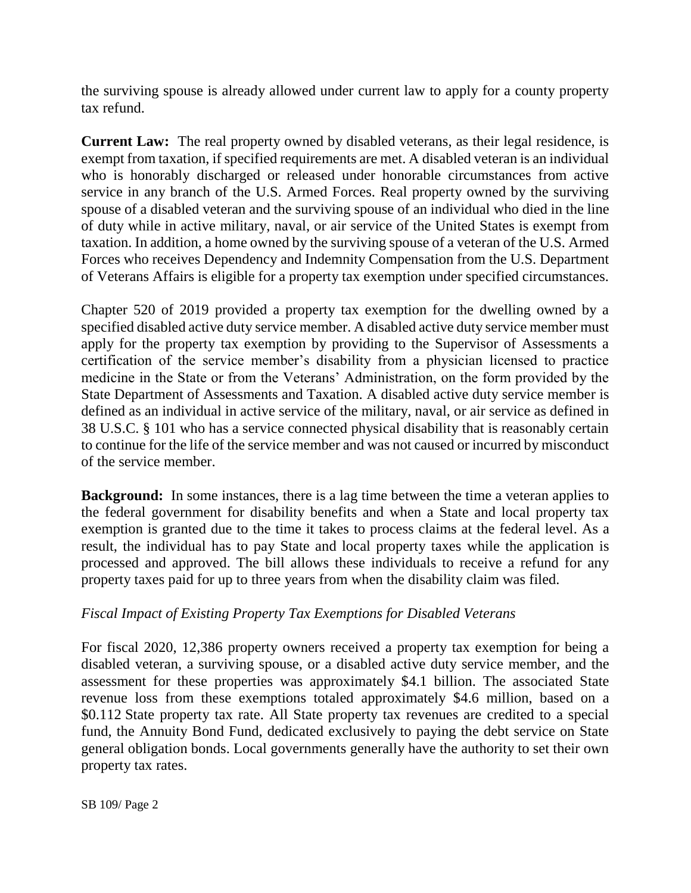the surviving spouse is already allowed under current law to apply for a county property tax refund.

**Current Law:** The real property owned by disabled veterans, as their legal residence, is exempt from taxation, if specified requirements are met. A disabled veteran is an individual who is honorably discharged or released under honorable circumstances from active service in any branch of the U.S. Armed Forces. Real property owned by the surviving spouse of a disabled veteran and the surviving spouse of an individual who died in the line of duty while in active military, naval, or air service of the United States is exempt from taxation. In addition, a home owned by the surviving spouse of a veteran of the U.S. Armed Forces who receives Dependency and Indemnity Compensation from the U.S. Department of Veterans Affairs is eligible for a property tax exemption under specified circumstances.

Chapter 520 of 2019 provided a property tax exemption for the dwelling owned by a specified disabled active duty service member. A disabled active duty service member must apply for the property tax exemption by providing to the Supervisor of Assessments a certification of the service member's disability from a physician licensed to practice medicine in the State or from the Veterans' Administration, on the form provided by the State Department of Assessments and Taxation. A disabled active duty service member is defined as an individual in active service of the military, naval, or air service as defined in 38 U.S.C. § 101 who has a service connected physical disability that is reasonably certain to continue for the life of the service member and was not caused or incurred by misconduct of the service member.

**Background:** In some instances, there is a lag time between the time a veteran applies to the federal government for disability benefits and when a State and local property tax exemption is granted due to the time it takes to process claims at the federal level. As a result, the individual has to pay State and local property taxes while the application is processed and approved. The bill allows these individuals to receive a refund for any property taxes paid for up to three years from when the disability claim was filed.

*Fiscal Impact of Existing Property Tax Exemptions for Disabled Veterans*

For fiscal 2020, 12,386 property owners received a property tax exemption for being a disabled veteran, a surviving spouse, or a disabled active duty service member, and the assessment for these properties was approximately $4.1 billion. The associated State revenue loss from these exemptions totaled approximately $4.6 million, based on a $0.112 State property tax rate. All State property tax revenues are credited to a special fund, the Annuity Bond Fund, dedicated exclusively to paying the debt service on State general obligation bonds. Local governments generally have the authority to set their own property tax rates.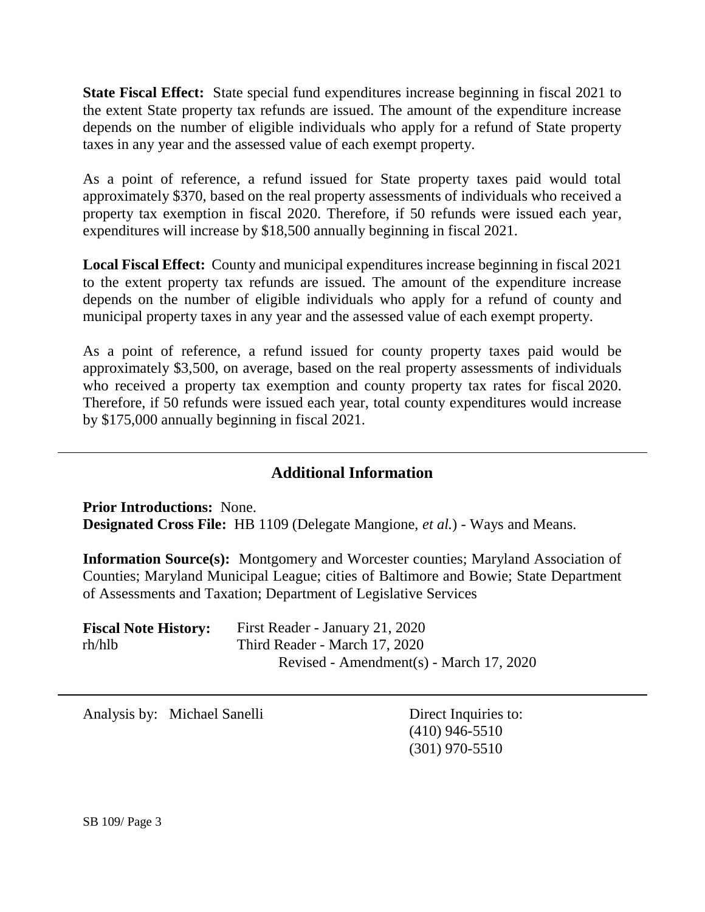**State Fiscal Effect:** State special fund expenditures increase beginning in fiscal 2021 to the extent State property tax refunds are issued. The amount of the expenditure increase depends on the number of eligible individuals who apply for a refund of State property taxes in any year and the assessed value of each exempt property.

As a point of reference, a refund issued for State property taxes paid would total approximately $370, based on the real property assessments of individuals who received a property tax exemption in fiscal 2020. Therefore, if 50 refunds were issued each year, expenditures will increase by $18,500 annually beginning in fiscal 2021.

**Local Fiscal Effect:** County and municipal expenditures increase beginning in fiscal 2021 to the extent property tax refunds are issued. The amount of the expenditure increase depends on the number of eligible individuals who apply for a refund of county and municipal property taxes in any year and the assessed value of each exempt property.

As a point of reference, a refund issued for county property taxes paid would be approximately $3,500, on average, based on the real property assessments of individuals who received a property tax exemption and county property tax rates for fiscal 2020. Therefore, if 50 refunds were issued each year, total county expenditures would increase by $175,000 annually beginning in fiscal 2021.

## Additional Information

**Prior Introductions:** None.
**Designated Cross File:** HB 1109 (Delegate Mangione, *et al.*) - Ways and Means.

**Information Source(s):** Montgomery and Worcester counties; Maryland Association of Counties; Maryland Municipal League; cities of Baltimore and Bowie; State Department of Assessments and Taxation; Department of Legislative Services

**Fiscal Note History:** First Reader - January 21, 2020
rh/hlb Third Reader - March 17, 2020
Revised - Amendment(s) - March 17, 2020

Analysis by: Michael Sanelli

Direct Inquiries to:
(410) 946-5510
(301) 970-5510